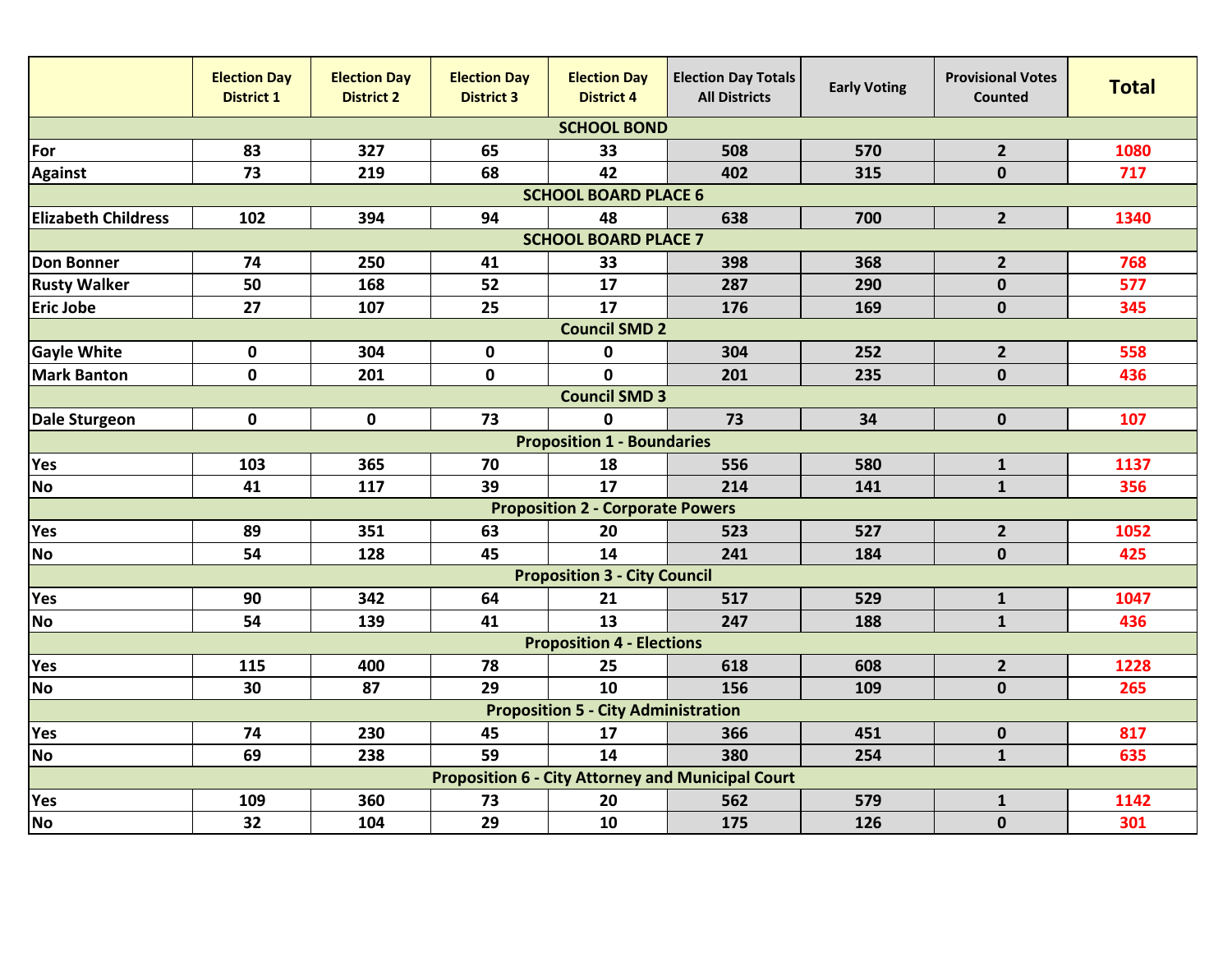| | Election Day District 1 | Election Day District 2 | Election Day District 3 | Election Day District 4 | Election Day Totals All Districts | Early Voting | Provisional Votes Counted | Total |
|---|---|---|---|---|---|---|---|---|
| **SCHOOL BOND** | | | | | | | | |
| For | 83 | 327 | 65 | 33 | 508 | 570 | 2 | 1080 |
| Against | 73 | 219 | 68 | 42 | 402 | 315 | 0 | 717 |
| **SCHOOL BOARD PLACE 6** | | | | | | | | |
| Elizabeth Childress | 102 | 394 | 94 | 48 | 638 | 700 | 2 | 1340 |
| **SCHOOL BOARD PLACE 7** | | | | | | | | |
| Don Bonner | 74 | 250 | 41 | 33 | 398 | 368 | 2 | 768 |
| Rusty Walker | 50 | 168 | 52 | 17 | 287 | 290 | 0 | 577 |
| Eric Jobe | 27 | 107 | 25 | 17 | 176 | 169 | 0 | 345 |
| **Council SMD 2** | | | | | | | | |
| Gayle White | 0 | 304 | 0 | 0 | 304 | 252 | 2 | 558 |
| Mark Banton | 0 | 201 | 0 | 0 | 201 | 235 | 0 | 436 |
| **Council SMD 3** | | | | | | | | |
| Dale Sturgeon | 0 | 0 | 73 | 0 | 73 | 34 | 0 | 107 |
| **Proposition 1 - Boundaries** | | | | | | | | |
| Yes | 103 | 365 | 70 | 18 | 556 | 580 | 1 | 1137 |
| No | 41 | 117 | 39 | 17 | 214 | 141 | 1 | 356 |
| **Proposition 2 - Corporate Powers** | | | | | | | | |
| Yes | 89 | 351 | 63 | 20 | 523 | 527 | 2 | 1052 |
| No | 54 | 128 | 45 | 14 | 241 | 184 | 0 | 425 |
| **Proposition 3 - City Council** | | | | | | | | |
| Yes | 90 | 342 | 64 | 21 | 517 | 529 | 1 | 1047 |
| No | 54 | 139 | 41 | 13 | 247 | 188 | 1 | 436 |
| **Proposition 4 - Elections** | | | | | | | | |
| Yes | 115 | 400 | 78 | 25 | 618 | 608 | 2 | 1228 |
| No | 30 | 87 | 29 | 10 | 156 | 109 | 0 | 265 |
| **Proposition 5 - City Administration** | | | | | | | | |
| Yes | 74 | 230 | 45 | 17 | 366 | 451 | 0 | 817 |
| No | 69 | 238 | 59 | 14 | 380 | 254 | 1 | 635 |
| **Proposition 6 - City Attorney and Municipal Court** | | | | | | | | |
| Yes | 109 | 360 | 73 | 20 | 562 | 579 | 1 | 1142 |
| No | 32 | 104 | 29 | 10 | 175 | 126 | 0 | 301 |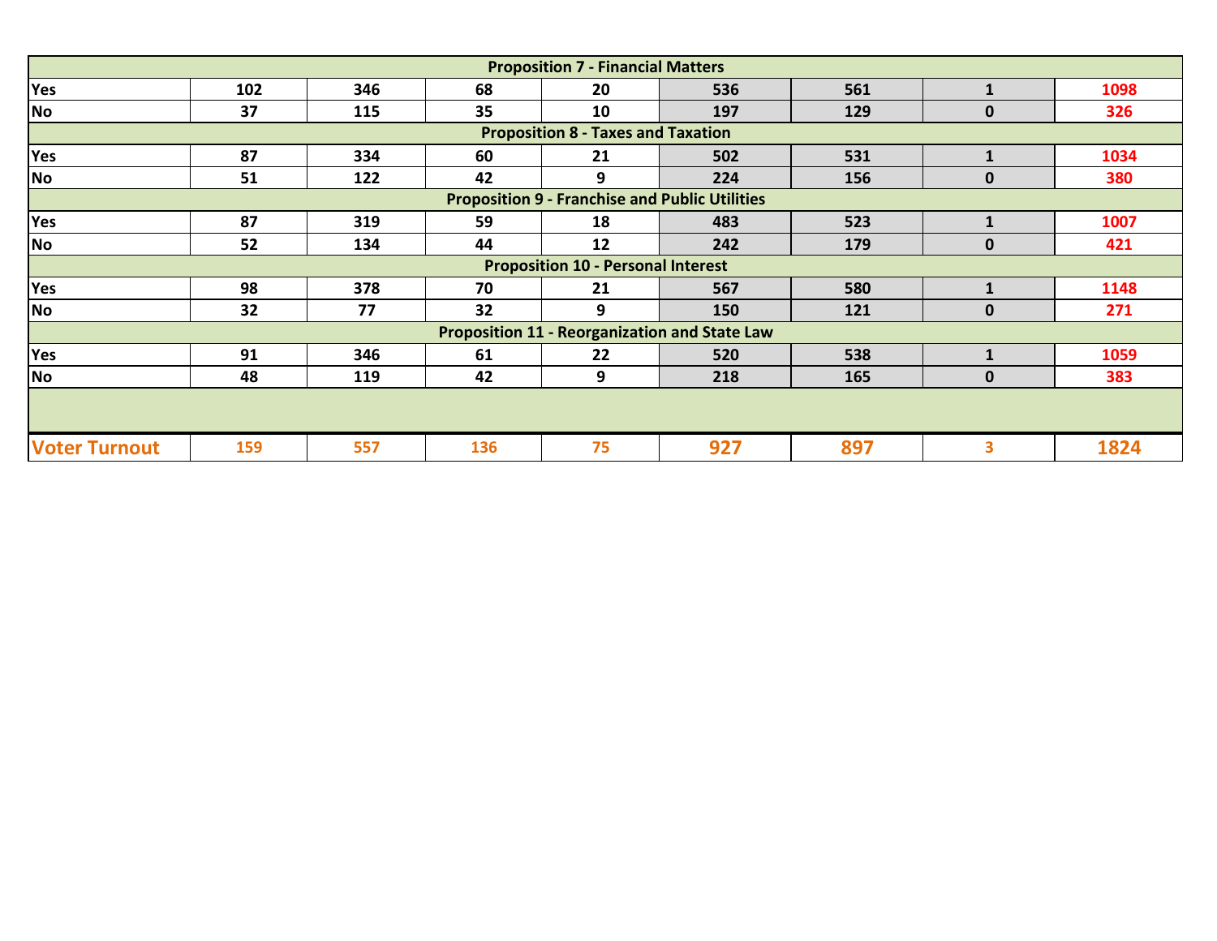| | | | | | | | | |
|---|---|---|---|---|---|---|---|---|
| **Proposition 7 - Financial Matters** | | | | | | | | |
| **Yes** | **102** | **346** | **68** | **20** | **536** | **561** | **1** | **1098** |
| **No** | **37** | **115** | **35** | **10** | **197** | **129** | **0** | **326** |
| **Proposition 8 - Taxes and Taxation** | | | | | | | | |
| **Yes** | **87** | **334** | **60** | **21** | **502** | **531** | **1** | **1034** |
| **No** | **51** | **122** | **42** | **9** | **224** | **156** | **0** | **380** |
| **Proposition 9 - Franchise and Public Utilities** | | | | | | | | |
| **Yes** | **87** | **319** | **59** | **18** | **483** | **523** | **1** | **1007** |
| **No** | **52** | **134** | **44** | **12** | **242** | **179** | **0** | **421** |
| **Proposition 10 - Personal Interest** | | | | | | | | |
| **Yes** | **98** | **378** | **70** | **21** | **567** | **580** | **1** | **1148** |
| **No** | **32** | **77** | **32** | **9** | **150** | **121** | **0** | **271** |
| **Proposition 11 - Reorganization and State Law** | | | | | | | | |
| **Yes** | **91** | **346** | **61** | **22** | **520** | **538** | **1** | **1059** |
| **No** | **48** | **119** | **42** | **9** | **218** | **165** | **0** | **383** |
| | | | | | | | | |
| **Voter Turnout** | **159** | **557** | **136** | **75** | **927** | **897** | **3** | **1824** |